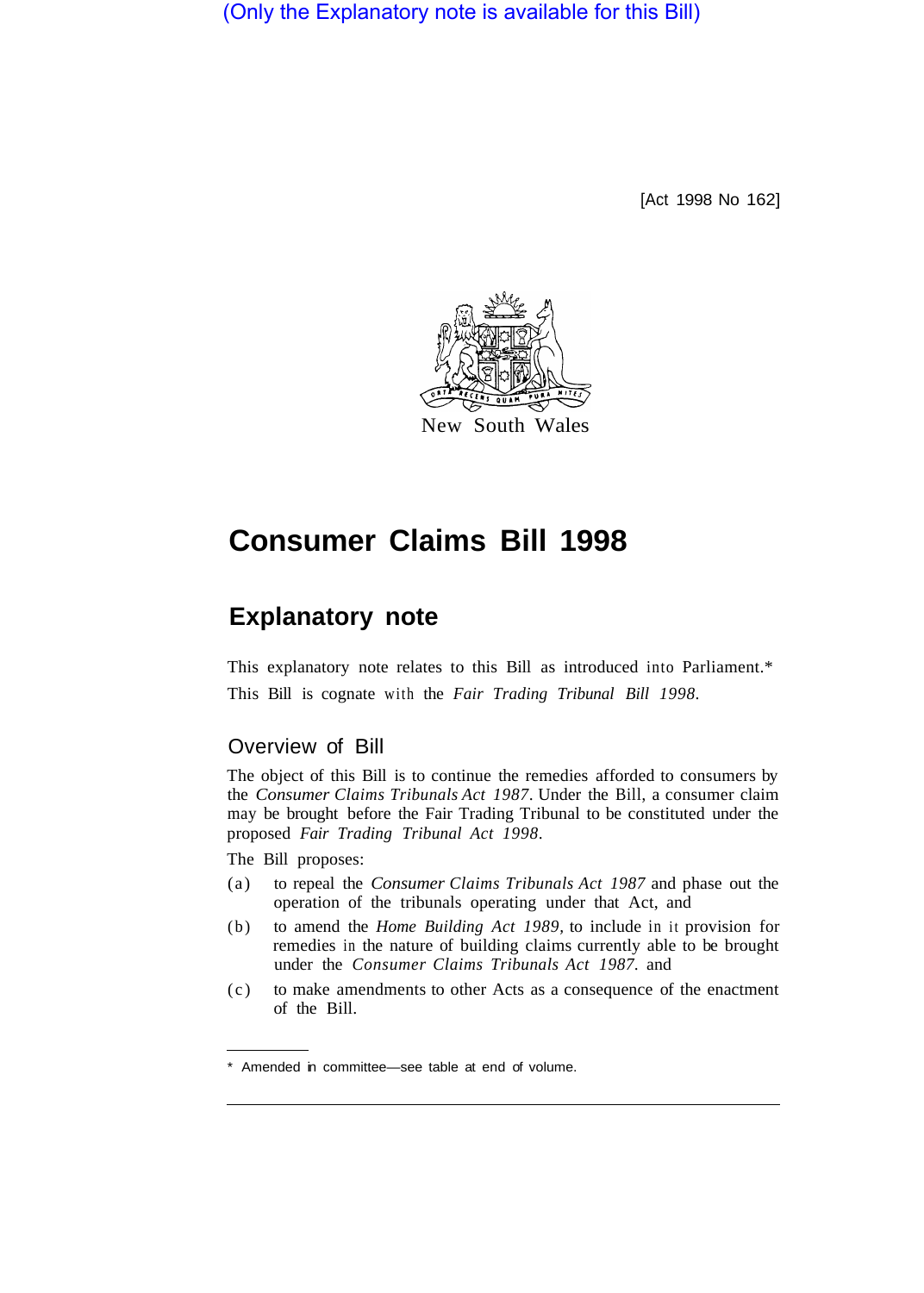(Only the Explanatory note is available for this Bill)

[Act 1998 No 162]

New South Wales

# Consumer Claims Bill 1998

## Explanatory note

This explanatory note relates to this Bill as introduced into Parliament.*

This Bill is cognate with the *Fair Trading Tribunal Bill 1998*.

### Overview of Bill

The object of this Bill is to continue the remedies afforded to consumers by the *Consumer Claims Tribunals Act 1987*. Under the Bill, a consumer claim may be brought before the Fair Trading Tribunal to be constituted under the proposed *Fair Trading Tribunal Act 1998*.

The Bill proposes:

(a) to repeal the *Consumer Claims Tribunals Act 1987* and phase out the operation of the tribunals operating under that Act, and

(b) to amend the *Home Building Act 1989*, to include in it provision for remedies in the nature of building claims currently able to be brought under the *Consumer Claims Tribunals Act 1987*. and

(c) to make amendments to other Acts as a consequence of the enactment of the Bill.

---

* Amended in committee—see table at end of volume.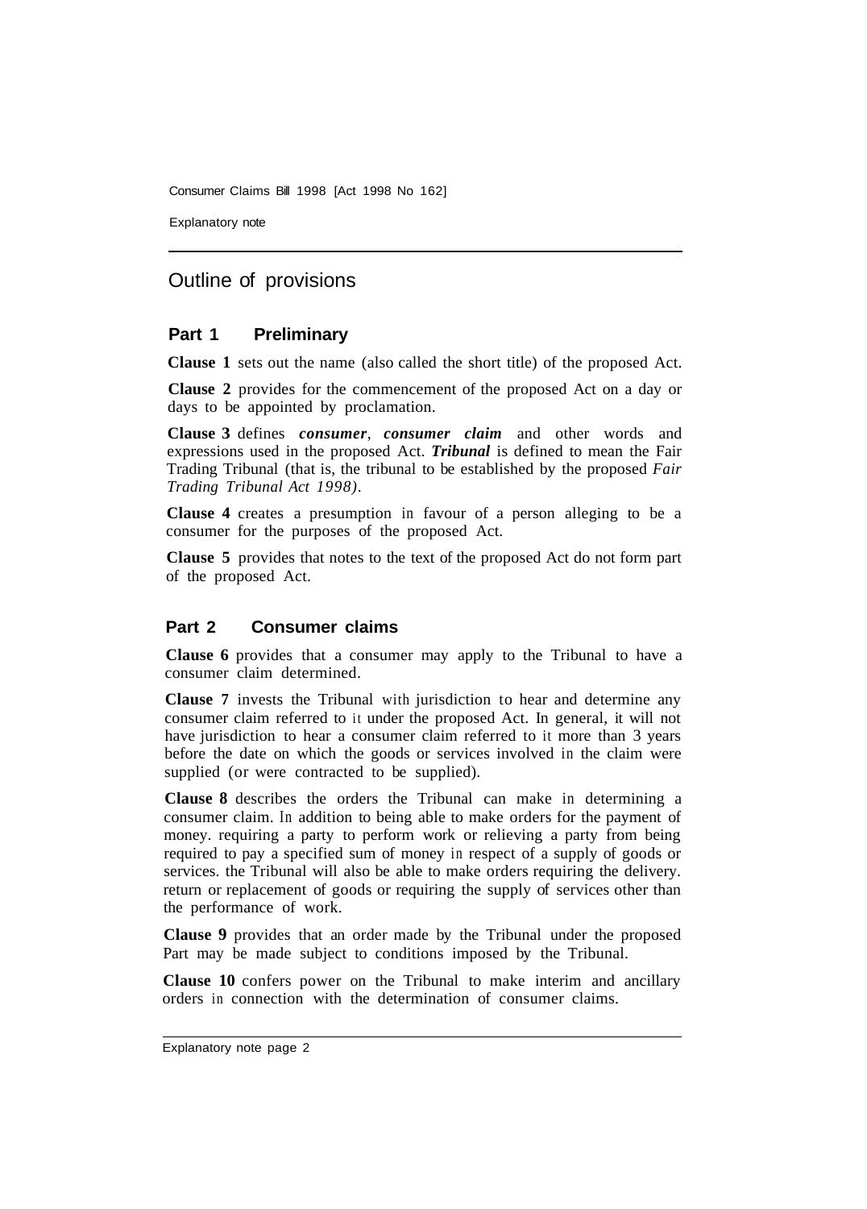## Outline of provisions

### Part 1 Preliminary

**Clause 1** sets out the name (also called the short title) of the proposed Act.

**Clause 2** provides for the commencement of the proposed Act on a day or days to be appointed by proclamation.

**Clause 3** defines ***consumer***, ***consumer claim*** and other words and expressions used in the proposed Act. ***Tribunal*** is defined to mean the Fair Trading Tribunal (that is, the tribunal to be established by the proposed *Fair Trading Tribunal Act 1998)*.

**Clause 4** creates a presumption in favour of a person alleging to be a consumer for the purposes of the proposed Act.

**Clause 5** provides that notes to the text of the proposed Act do not form part of the proposed Act.

### Part 2 Consumer claims

**Clause 6** provides that a consumer may apply to the Tribunal to have a consumer claim determined.

**Clause 7** invests the Tribunal with jurisdiction to hear and determine any consumer claim referred to it under the proposed Act. In general, it will not have jurisdiction to hear a consumer claim referred to it more than 3 years before the date on which the goods or services involved in the claim were supplied (or were contracted to be supplied).

**Clause 8** describes the orders the Tribunal can make in determining a consumer claim. In addition to being able to make orders for the payment of money. requiring a party to perform work or relieving a party from being required to pay a specified sum of money in respect of a supply of goods or services. the Tribunal will also be able to make orders requiring the delivery. return or replacement of goods or requiring the supply of services other than the performance of work.

**Clause 9** provides that an order made by the Tribunal under the proposed Part may be made subject to conditions imposed by the Tribunal.

**Clause 10** confers power on the Tribunal to make interim and ancillary orders in connection with the determination of consumer claims.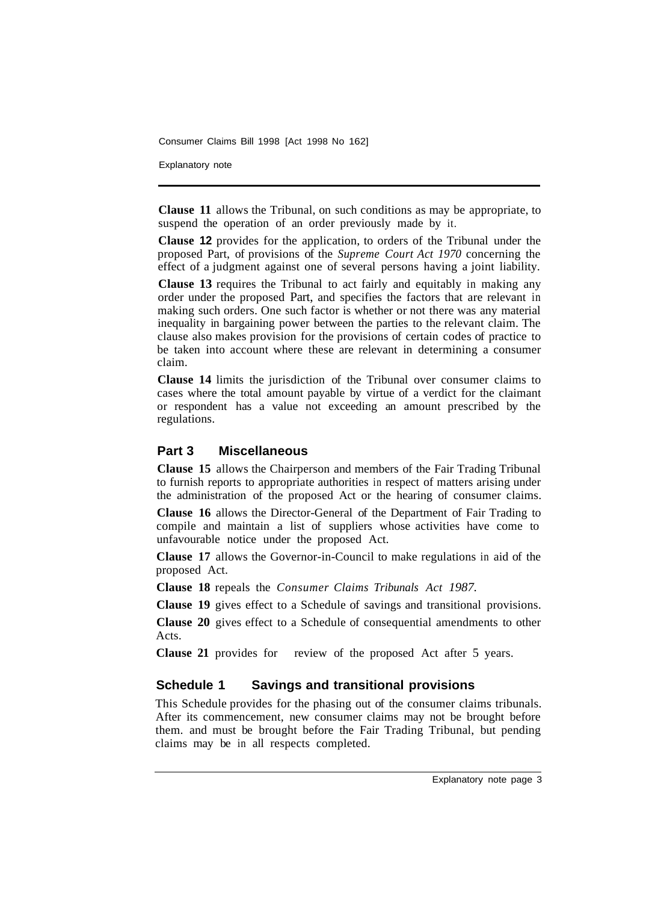**Clause 11** allows the Tribunal, on such conditions as may be appropriate, to suspend the operation of an order previously made by it.

**Clause 12** provides for the application, to orders of the Tribunal under the proposed Part, of provisions of the *Supreme Court Act 1970* concerning the effect of a judgment against one of several persons having a joint liability.

**Clause 13** requires the Tribunal to act fairly and equitably in making any order under the proposed Part, and specifies the factors that are relevant in making such orders. One such factor is whether or not there was any material inequality in bargaining power between the parties to the relevant claim. The clause also makes provision for the provisions of certain codes of practice to be taken into account where these are relevant in determining a consumer claim.

**Clause 14** limits the jurisdiction of the Tribunal over consumer claims to cases where the total amount payable by virtue of a verdict for the claimant or respondent has a value not exceeding an amount prescribed by the regulations.

## Part 3 Miscellaneous

**Clause 15** allows the Chairperson and members of the Fair Trading Tribunal to furnish reports to appropriate authorities in respect of matters arising under the administration of the proposed Act or the hearing of consumer claims.

**Clause 16** allows the Director-General of the Department of Fair Trading to compile and maintain a list of suppliers whose activities have come to unfavourable notice under the proposed Act.

**Clause 17** allows the Governor-in-Council to make regulations in aid of the proposed Act.

**Clause 18** repeals the *Consumer Claims Tribunals Act 1987*.

**Clause 19** gives effect to a Schedule of savings and transitional provisions.

**Clause 20** gives effect to a Schedule of consequential amendments to other Acts.

**Clause 21** provides for review of the proposed Act after 5 years.

## Schedule 1 Savings and transitional provisions

This Schedule provides for the phasing out of the consumer claims tribunals. After its commencement, new consumer claims may not be brought before them. and must be brought before the Fair Trading Tribunal, but pending claims may be in all respects completed.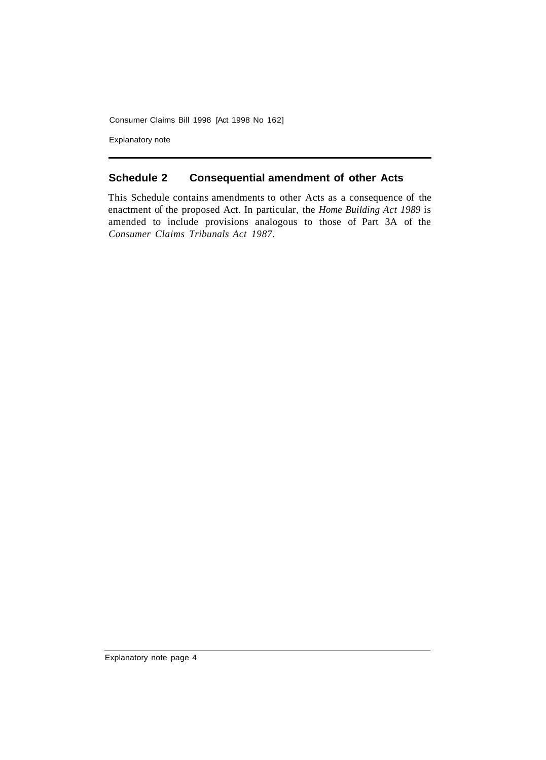## Schedule 2 Consequential amendment of other Acts

This Schedule contains amendments to other Acts as a consequence of the enactment of the proposed Act. In particular, the *Home Building Act 1989* is amended to include provisions analogous to those of Part 3A of the *Consumer Claims Tribunals Act 1987*.